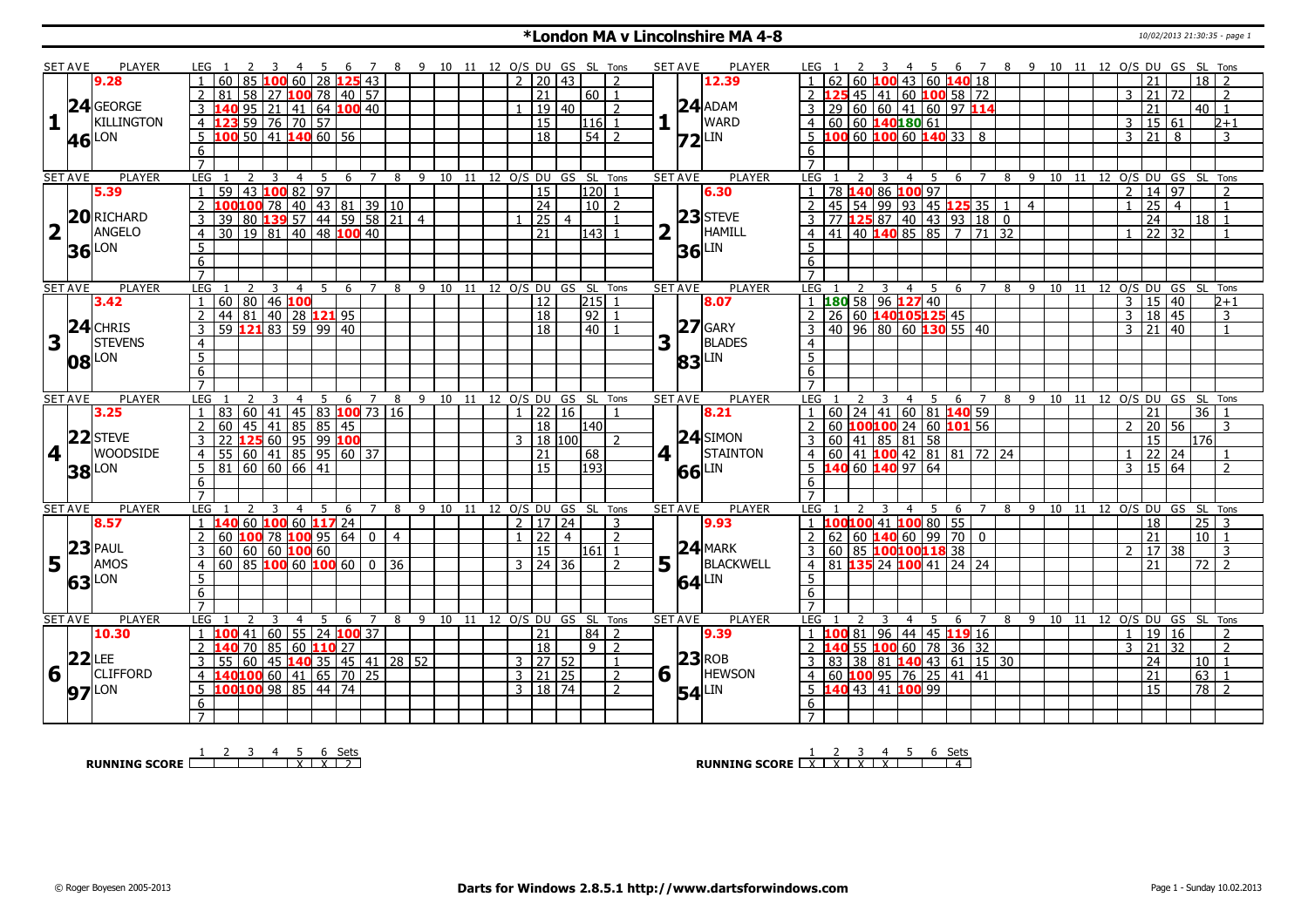# *London MA v Lincolnshire MA 4-8

10/02/2013 21:30:35 - page 1

| SET AVE | PLAYER | LEG | 1 | 2 | 3 | 4 | 5 | 6 | 7 | 8 | 9 | 10 | 11 | 12 | O/S | DU | GS | SL | Tons | SET AVE | PLAYER | LEG | 1 | 2 | 3 | 4 | 5 | 6 | 7 | 8 | 9 | 10 | 11 | 12 | O/S | DU | GS | SL | Tons |
|---|---|---|---|---|---|---|---|---|---|---|---|---|---|---|---|---|---|---|---|---|---|---|---|---|---|---|---|---|---|---|---|---|---|---|---|---|---|---|---|
| 9.28 | | 1 | 60 | 85 | 100 | 60 | 28 | 125 | 43 | | | | | | 2 | 20 | 43 | | 2 | 12.39 | | 1 | 62 | 60 | 100 | 43 | 60 | 140 | 18 | | | | | | | 21 | | 18 | 2 |
| 24 | GEORGE | 2 | 81 | 58 | 27 | 100 | 78 | 40 | 57 | | | | | | | 21 | | 60 | 1 | 24 | ADAM | 2 | 125 | 45 | 41 | 60 | 100 | 58 | 72 | | | | | | 3 | 21 | 72 | | 2 |
| 1 | KILLINGTON | 3 | 140 | 95 | 21 | 41 | 64 | 100 | 40 | | | | | | 1 | 19 | 40 | | 2 | 1 | WARD | 3 | 29 | 60 | 60 | 41 | 60 | 97 | 114 | | | | | | | 21 | | 40 | 1 |
| 46 | LON | 4 | 123 | 59 | 76 | 70 | 57 | | | | | | | | | 15 | | 116 | 1 | 72 | LIN | 4 | 60 | 60 | 140 | 180 | 61 | | | | | | | | 3 | 15 | 61 | | 2+1 |
| | | 5 | 100 | 50 | 41 | 140 | 60 | 56 | | | | | | | | 18 | | 54 | 2 | | | 5 | 100 | 60 | 100 | 60 | 140 | 33 | 8 | | | | | | 3 | 21 | 8 | | 3 |
| 5.39 | | 1 | 59 | 43 | 100 | 82 | 97 | | | | | | | | | 15 | | 120 | 1 | 6.30 | | 1 | 78 | 140 | 86 | 100 | 97 | | | | | | | | 2 | 14 | 97 | | 2 |
| 20 | RICHARD | 2 | 100 | 100 | 78 | 40 | 43 | 81 | 39 | 10 | | | | | | 24 | | 10 | 2 | 23 | STEVE | 2 | 45 | 54 | 99 | 93 | 45 | 125 | 35 | 1 | 4 | | | | 1 | 25 | 4 | | 1 |
| 2 | ANGELO | 3 | 39 | 80 | 139 | 57 | 44 | 59 | 58 | 21 | 4 | | | | 1 | 25 | 4 | | 1 | 2 | HAMILL | 3 | 77 | 125 | 87 | 40 | 43 | 93 | 18 | 0 | | | | | | 24 | | 18 | 1 |
| 36 | LON | 4 | 30 | 19 | 81 | 40 | 48 | 100 | 40 | | | | | | | 21 | | 143 | 1 | 36 | LIN | 4 | 41 | 40 | 140 | 85 | 85 | 7 | 71 | 32 | | | | | 1 | 22 | 32 | | 1 |
| 3.42 | | 1 | 60 | 80 | 46 | 100 | | | | | | | | | | 12 | | 215 | 1 | 8.07 | | 1 | 180 | 58 | 96 | 127 | 40 | | | | | | | | 3 | 15 | 40 | | 2+1 |
| 24 | CHRIS | 2 | 44 | 81 | 40 | 28 | 121 | 95 | | | | | | | | 18 | | 92 | 1 | 27 | GARY | 2 | 26 | 60 | 140 | 105 | 125 | 45 | | | | | | | 3 | 18 | 45 | | 3 |
| 3 | STEVENS | 3 | 59 | 121 | 83 | 59 | 99 | 40 | | | | | | | | 18 | | 40 | 1 | 3 | BLADES | 3 | 40 | 96 | 80 | 60 | 130 | 55 | 40 | | | | | | 3 | 21 | 40 | | 1 |
| 08 | LON | | | | | | | | | | | | | | | | | | | 83 | LIN | | | | | | | | | | | | | | | | | | |
| 3.25 | | 1 | 83 | 60 | 41 | 45 | 83 | 100 | 73 | 16 | | | | | 1 | 22 | 16 | | 1 | 8.21 | | 1 | 60 | 24 | 41 | 60 | 81 | 140 | 59 | | | | | | | 21 | | 36 | 1 |
| 22 | STEVE | 2 | 60 | 45 | 41 | 85 | 85 | 45 | | | | | | | | 18 | | 140 | | 24 | SIMON | 2 | 60 | 100 | 100 | 24 | 60 | 101 | 56 | | | | | | 2 | 20 | 56 | | 3 |
| 4 | WOODSIDE | 3 | 22 | 125 | 60 | 95 | 99 | 100 | | | | | | | 3 | 18 | 100 | | 2 | 4 | STAINTON | 3 | 60 | 41 | 85 | 81 | 58 | | | | | | | | | 15 | | 176 | |
| 38 | LON | 4 | 55 | 60 | 41 | 85 | 95 | 60 | 37 | | | | | | | 21 | | 68 | | 66 | LIN | 4 | 60 | 41 | 100 | 42 | 81 | 81 | 72 | 24 | | | | | 1 | 22 | 24 | | 1 |
| | | 5 | 81 | 60 | 60 | 66 | 41 | | | | | | | | | 15 | | 193 | | | | 5 | 140 | 60 | 140 | 97 | 64 | | | | | | | | 3 | 15 | 64 | | 2 |
| 8.57 | | 1 | 140 | 60 | 100 | 60 | 117 | 24 | | | | | | | 2 | 17 | 24 | | 3 | 9.93 | | 1 | 100 | 100 | 41 | 100 | 80 | 55 | | | | | | | | 18 | | 25 | 3 |
| 23 | PAUL | 2 | 60 | 100 | 78 | 100 | 95 | 64 | 0 | 4 | | | | | 1 | 22 | 4 | | 2 | 24 | MARK | 2 | 62 | 60 | 140 | 60 | 99 | 70 | 0 | | | | | | | 21 | | 10 | 1 |
| 5 | AMOS | 3 | 60 | 60 | 60 | 100 | 60 | | | | | | | | | 15 | | 161 | 1 | 5 | BLACKWELL | 3 | 60 | 85 | 100 | 100 | 118 | 38 | | | | | | | 2 | 17 | 38 | | 3 |
| 63 | LON | 4 | 60 | 85 | 100 | 60 | 100 | 60 | 0 | 36 | | | | | 3 | 24 | 36 | | 2 | 64 | LIN | 4 | 81 | 135 | 24 | 100 | 41 | 24 | 24 | | | | | | | 21 | | 72 | 2 |
| 10.30 | | 1 | 100 | 41 | 60 | 55 | 24 | 100 | 37 | | | | | | | 21 | | 84 | 2 | 9.39 | | 1 | 100 | 81 | 96 | 44 | 45 | 119 | 16 | | | | | | 1 | 19 | 16 | | 2 |
| 22 | LEE | 2 | 140 | 70 | 85 | 60 | 110 | 27 | | | | | | | | 18 | | 9 | 2 | 23 | ROB | 2 | 140 | 55 | 100 | 60 | 78 | 36 | 32 | | | | | | 3 | 21 | 32 | | 2 |
| 6 | CLIFFORD | 3 | 55 | 60 | 45 | 140 | 35 | 45 | 41 | 28 | 52 | | | | 3 | 27 | 52 | | 1 | 6 | HEWSON | 3 | 83 | 38 | 81 | 140 | 43 | 61 | 15 | 30 | | | | | | 24 | | 10 | 1 |
| 97 | LON | 4 | 140 | 100 | 60 | 41 | 65 | 70 | 25 | | | | | | 3 | 21 | 25 | | 2 | 54 | LIN | 4 | 60 | 100 | 95 | 76 | 25 | 41 | 41 | | | | | | | 21 | | 63 | 1 |
| | | 5 | 100 | 100 | 98 | 85 | 44 | 74 | | | | | | | 3 | 18 | 74 | | 2 | | | 5 | 140 | 43 | 41 | 100 | 99 | | | | | | | | | 15 | | 78 | 2 |

| RUNNING SCORE | 1 | 2 | 3 | 4 | 5 | 6 | Sets |
|---|---|---|---|---|---|---|---|
| London | | | | | X | X | 2 |
| Lincolnshire | X | X | X | X | | | 4 |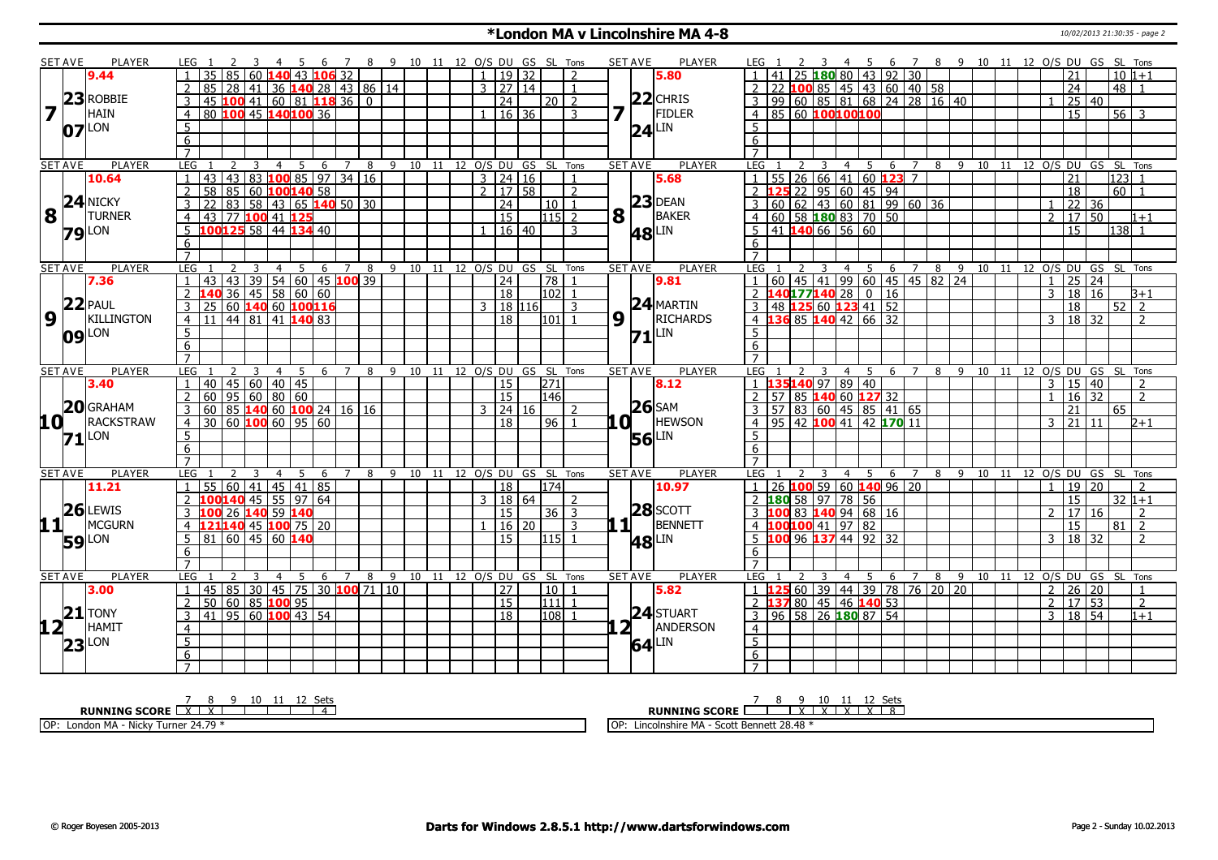# *London MA v Lincolnshire MA 4-8

10/02/2013 21:30:35 - page 2

| SET AVE | PLAYER | LEG | 1 | 2 | 3 | 4 | 5 | 6 | 7 | 8 | 9 | 10 | 11 | 12 | O/S | DU | GS | SL | Tons | SET AVE | PLAYER | LEG | 1 | 2 | 3 | 4 | 5 | 6 | 7 | 8 | 9 | 10 | 11 | 12 | O/S | DU | GS | SL | Tons |
|---|---|---|---|---|---|---|---|---|---|---|---|---|---|---|---|---|---|---|---|---|---|---|---|---|---|---|---|---|---|---|---|---|---|---|---|---|---|---|---|
| 9.44 | 7 23 ROBBIE HAIN 07 LON | 1 | 35 | 85 | 60 | 140 | 43 | 106 | 32 | | | | | | 1 | 19 | 32 | | 2 | 5.80 | 7 22 CHRIS FIDLER 24 LIN | 1 | 41 | 25 | 180 | 80 | 43 | 92 | 30 | | | | | | | 21 | | 10 | 1+1 |
| | | 2 | 85 | 28 | 41 | 36 | 140 | 28 | 43 | 86 | 14 | | | | 3 | 27 | 14 | | 1 | | | 2 | 22 | 100 | 85 | 45 | 43 | 60 | 40 | 58 | | | | | | 24 | | 48 | 1 |
| | | 3 | 45 | 100 | 41 | 60 | 81 | 118 | 36 | 0 | | | | | | 24 | | 20 | 2 | | | 3 | 99 | 60 | 85 | 81 | 68 | 24 | 28 | 16 | 40 | | | | 1 | 25 | 40 | | |
| | | 4 | 80 | 100 | 45 | 140 | 100 | 36 | | | | | | | 1 | 16 | 36 | | 3 | | | 4 | 85 | 60 | 100 | 100 | 100 | | | | | | | | | 15 | | 56 | 3 |
| | | 5 | | | | | | | | | | | | | | | | | | | | 5 | | | | | | | | | | | | | | | | | |
| | | 6 | | | | | | | | | | | | | | | | | | | | 6 | | | | | | | | | | | | | | | | | |
| | | 7 | | | | | | | | | | | | | | | | | | | | 7 | | | | | | | | | | | | | | | | | |
| 10.64 | 8 24 NICKY TURNER 79 LON | 1 | 43 | 43 | 83 | 100 | 85 | 97 | 34 | 16 | | | | | 3 | 24 | 16 | | 1 | 5.68 | 8 23 DEAN BAKER 48 LIN | 1 | 55 | 26 | 66 | 41 | 60 | 123 | 7 | | | | | | | 21 | | 123 | 1 |
| | | 2 | 58 | 85 | 60 | 100 | 140 | 58 | | | | | | | 2 | 17 | 58 | | 2 | | | 2 | 125 | 22 | 95 | 60 | 45 | 94 | | | | | | | | 18 | | 60 | 1 |
| | | 3 | 22 | 83 | 58 | 43 | 65 | 140 | 50 | 30 | | | | | | 24 | | 10 | 1 | | | 3 | 60 | 62 | 43 | 60 | 81 | 99 | 60 | 36 | | | | | 1 | 22 | 36 | | |
| | | 4 | 43 | 77 | 100 | 41 | 125 | | | | | | | | | 15 | | 115 | 2 | | | 4 | 60 | 58 | 180 | 83 | 70 | 50 | | | | | | | 2 | 17 | 50 | | 1+1 |
| | | 5 | 100 | 125 | 58 | 44 | 134 | 40 | | | | | | | 1 | 16 | 40 | | 3 | | | 5 | 41 | 140 | 66 | 56 | 60 | | | | | | | | | 15 | | 138 | 1 |
| | | 6 | | | | | | | | | | | | | | | | | | | | 6 | | | | | | | | | | | | | | | | | |
| | | 7 | | | | | | | | | | | | | | | | | | | | 7 | | | | | | | | | | | | | | | | | |
| 7.36 | 9 22 PAUL KILLINGTON 09 LON | 1 | 43 | 43 | 39 | 54 | 60 | 45 | 100 | 39 | | | | | | 24 | | 78 | 1 | 9.81 | 9 24 MARTIN RICHARDS 71 LIN | 1 | 60 | 45 | 41 | 99 | 60 | 45 | 45 | 82 | 24 | | | | 1 | 25 | 24 | | |
| | | 2 | 140 | 36 | 45 | 58 | 60 | 60 | | | | | | | | 18 | | 102 | 1 | | | 2 | 140 | 177 | 140 | 28 | 0 | 16 | | | | | | | 3 | 18 | 16 | | 3+1 |
| | | 3 | 25 | 60 | 140 | 60 | 100 | 116 | | | | | | | 3 | 18 | 116 | | 3 | | | 3 | 48 | 125 | 60 | 123 | 41 | 52 | | | | | | | | 18 | | 52 | 2 |
| | | 4 | 11 | 44 | 81 | 41 | 140 | 83 | | | | | | | | 18 | | 101 | 1 | | | 4 | 136 | 85 | 140 | 42 | 66 | 32 | | | | | | | 3 | 18 | 32 | | 2 |
| | | 5 | | | | | | | | | | | | | | | | | | | | 5 | | | | | | | | | | | | | | | | | |
| | | 6 | | | | | | | | | | | | | | | | | | | | 6 | | | | | | | | | | | | | | | | | |
| | | 7 | | | | | | | | | | | | | | | | | | | | 7 | | | | | | | | | | | | | | | | | |
| 3.40 | 10 20 GRAHAM RACKSTRAW 71 LON | 1 | 40 | 45 | 60 | 40 | 45 | | | | | | | | | 15 | | 271 | | 8.12 | 10 26 SAM HEWSON 56 LIN | 1 | 135 | 140 | 97 | 89 | 40 | | | | | | | | 3 | 15 | 40 | | 2 |
| | | 2 | 60 | 95 | 60 | 80 | 60 | | | | | | | | | 15 | | 146 | | | | 2 | 57 | 85 | 140 | 60 | 127 | 32 | | | | | | | 1 | 16 | 32 | | 2 |
| | | 3 | 60 | 85 | 140 | 60 | 100 | 24 | 16 | 16 | | | | | 3 | 24 | 16 | | 2 | | | 3 | 57 | 83 | 60 | 45 | 85 | 41 | 65 | | | | | | | 21 | | 65 | |
| | | 4 | 30 | 60 | 100 | 60 | 95 | 60 | | | | | | | | 18 | | 96 | 1 | | | 4 | 95 | 42 | 100 | 41 | 42 | 170 | 11 | | | | | | 3 | 21 | 11 | | 2+1 |
| | | 5 | | | | | | | | | | | | | | | | | | | | 5 | | | | | | | | | | | | | | | | | |
| | | 6 | | | | | | | | | | | | | | | | | | | | 6 | | | | | | | | | | | | | | | | | |
| | | 7 | | | | | | | | | | | | | | | | | | | | 7 | | | | | | | | | | | | | | | | | |
| 11.21 | 11 26 LEWIS MCGURN 59 LON | 1 | 55 | 60 | 41 | 45 | 41 | 85 | | | | | | | | 18 | | 174 | | 10.97 | 11 28 SCOTT BENNETT 48 LIN | 1 | 26 | 100 | 59 | 60 | 140 | 96 | 20 | | | | | | 1 | 19 | 20 | | 2 |
| | | 2 | 100 | 140 | 45 | 55 | 97 | 64 | | | | | | | 3 | 18 | 64 | | 2 | | | 2 | 180 | 58 | 97 | 78 | 56 | | | | | | | | | 15 | | 32 | 1+1 |
| | | 3 | 100 | 26 | 140 | 59 | 140 | | | | | | | | | 15 | | 36 | 3 | | | 3 | 100 | 83 | 140 | 94 | 68 | 16 | | | | | | | 2 | 17 | 16 | | 2 |
| | | 4 | 121 | 140 | 45 | 100 | 75 | 20 | | | | | | | 1 | 16 | 20 | | 3 | | | 4 | 100 | 100 | 41 | 97 | 82 | | | | | | | | | 15 | | 81 | 2 |
| | | 5 | 81 | 60 | 45 | 60 | 140 | | | | | | | | | 15 | | 115 | 1 | | | 5 | 100 | 96 | 137 | 44 | 92 | 32 | | | | | | | 3 | 18 | 32 | | 2 |
| | | 6 | | | | | | | | | | | | | | | | | | | | 6 | | | | | | | | | | | | | | | | | |
| | | 7 | | | | | | | | | | | | | | | | | | | | 7 | | | | | | | | | | | | | | | | | |
| 3.00 | 12 21 TONY HAMIT 23 LON | 1 | 45 | 85 | 30 | 45 | 75 | 30 | 100 | 71 | 10 | | | | | 27 | | 10 | 1 | 5.82 | 12 24 STUART ANDERSON 64 LIN | 1 | 125 | 60 | 39 | 44 | 39 | 78 | 76 | 20 | 20 | | | | 2 | 26 | 20 | | 1 |
| | | 2 | 50 | 60 | 85 | 100 | 95 | | | | | | | | | 15 | | 111 | 1 | | | 2 | 137 | 80 | 45 | 46 | 140 | 53 | | | | | | | 2 | 17 | 53 | | 2 |
| | | 3 | 41 | 95 | 60 | 100 | 43 | 54 | | | | | | | | 18 | | 108 | 1 | | | 3 | 96 | 58 | 26 | 180 | 87 | 54 | | | | | | | 3 | 18 | 54 | | 1+1 |
| | | 4 | | | | | | | | | | | | | | | | | | | | 4 | | | | | | | | | | | | | | | | | |
| | | 5 | | | | | | | | | | | | | | | | | | | | 5 | | | | | | | | | | | | | | | | | |
| | | 6 | | | | | | | | | | | | | | | | | | | | 6 | | | | | | | | | | | | | | | | | |
| | | 7 | | | | | | | | | | | | | | | | | | | | 7 | | | | | | | | | | | | | | | | | |

| RUNNING SCORE | 7 | 8 | 9 | 10 | 11 | 12 | Sets |
|---|---|---|---|---|---|---|---|
| London MA | X | X | | | | | 4 |
| Lincolnshire MA | | | X | X | X | X | 8 |

OP: London MA - Nicky Turner 24.79 *

OP: Lincolnshire MA - Scott Bennett 28.48 *

© Roger Boyesen 2005-2013 | **Darts for Windows 2.8.5.1 http://www.dartsforwindows.com** | Page 2 - Sunday 10.02.2013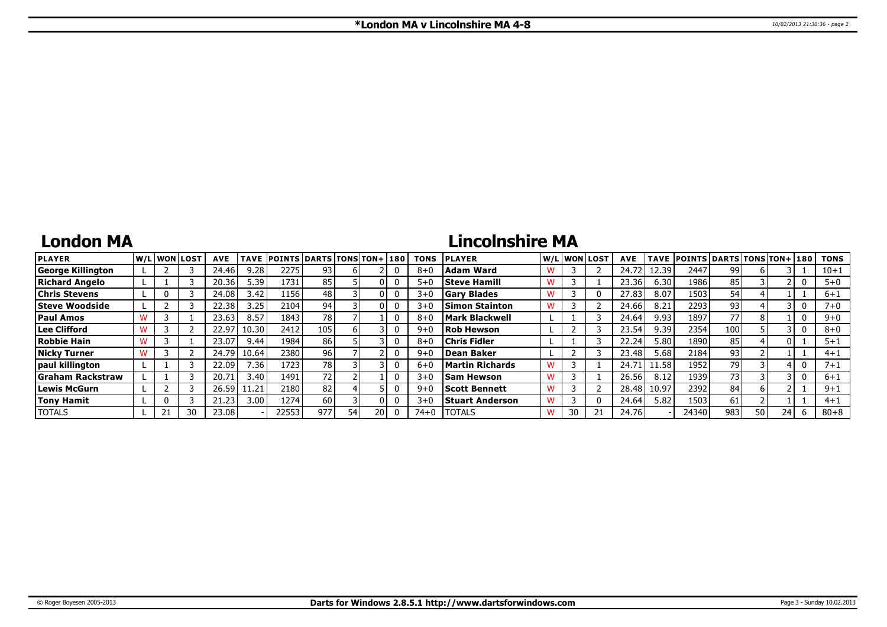# *London MA v Lincolnshire MA 4-8

## London MA

| PLAYER | W/L | WON | LOST | AVE | TAVE | POINTS | DARTS | TONS | TON+ | 180 | TONS |
|---|---|---|---|---|---|---|---|---|---|---|---|
| George Killington | L | 2 | 3 | 24.46 | 9.28 | 2275 | 93 | 6 | 2 | 0 | 8+0 |
| Richard Angelo | L | 1 | 3 | 20.36 | 5.39 | 1731 | 85 | 5 | 0 | 0 | 5+0 |
| Chris Stevens | L | 0 | 3 | 24.08 | 3.42 | 1156 | 48 | 3 | 0 | 0 | 3+0 |
| Steve Woodside | L | 2 | 3 | 22.38 | 3.25 | 2104 | 94 | 3 | 0 | 0 | 3+0 |
| Paul Amos | W | 3 | 1 | 23.63 | 8.57 | 1843 | 78 | 7 | 1 | 0 | 8+0 |
| Lee Clifford | W | 3 | 2 | 22.97 | 10.30 | 2412 | 105 | 6 | 3 | 0 | 9+0 |
| Robbie Hain | W | 3 | 1 | 23.07 | 9.44 | 1984 | 86 | 5 | 3 | 0 | 8+0 |
| Nicky Turner | W | 3 | 2 | 24.79 | 10.64 | 2380 | 96 | 7 | 2 | 0 | 9+0 |
| paul killington | L | 1 | 3 | 22.09 | 7.36 | 1723 | 78 | 3 | 3 | 0 | 6+0 |
| Graham Rackstraw | L | 1 | 3 | 20.71 | 3.40 | 1491 | 72 | 2 | 1 | 0 | 3+0 |
| Lewis McGurn | L | 2 | 3 | 26.59 | 11.21 | 2180 | 82 | 4 | 5 | 0 | 9+0 |
| Tony Hamit | L | 0 | 3 | 21.23 | 3.00 | 1274 | 60 | 3 | 0 | 0 | 3+0 |
| TOTALS | L | 21 | 30 | 23.08 | - | 22553 | 977 | 54 | 20 | 0 | 74+0 |

## Lincolnshire MA

| PLAYER | W/L | WON | LOST | AVE | TAVE | POINTS | DARTS | TONS | TON+ | 180 | TONS |
|---|---|---|---|---|---|---|---|---|---|---|---|
| Adam Ward | W | 3 | 2 | 24.72 | 12.39 | 2447 | 99 | 6 | 3 | 1 | 10+1 |
| Steve Hamill | W | 3 | 1 | 23.36 | 6.30 | 1986 | 85 | 3 | 2 | 0 | 5+0 |
| Gary Blades | W | 3 | 0 | 27.83 | 8.07 | 1503 | 54 | 4 | 1 | 1 | 6+1 |
| Simon Stainton | W | 3 | 2 | 24.66 | 8.21 | 2293 | 93 | 4 | 3 | 0 | 7+0 |
| Mark Blackwell | L | 1 | 3 | 24.64 | 9.93 | 1897 | 77 | 8 | 1 | 0 | 9+0 |
| Rob Hewson | L | 2 | 3 | 23.54 | 9.39 | 2354 | 100 | 5 | 3 | 0 | 8+0 |
| Chris Fidler | L | 1 | 3 | 22.24 | 5.80 | 1890 | 85 | 4 | 0 | 1 | 5+1 |
| Dean Baker | L | 2 | 3 | 23.48 | 5.68 | 2184 | 93 | 2 | 1 | 1 | 4+1 |
| Martin Richards | W | 3 | 1 | 24.71 | 11.58 | 1952 | 79 | 3 | 4 | 0 | 7+1 |
| Sam Hewson | W | 3 | 1 | 26.56 | 8.12 | 1939 | 73 | 3 | 3 | 0 | 6+1 |
| Scott Bennett | W | 3 | 2 | 28.48 | 10.97 | 2392 | 84 | 6 | 2 | 1 | 9+1 |
| Stuart Anderson | W | 3 | 0 | 24.64 | 5.82 | 1503 | 61 | 2 | 1 | 1 | 4+1 |
| TOTALS | W | 30 | 21 | 24.76 | - | 24340 | 983 | 50 | 24 | 6 | 80+8 |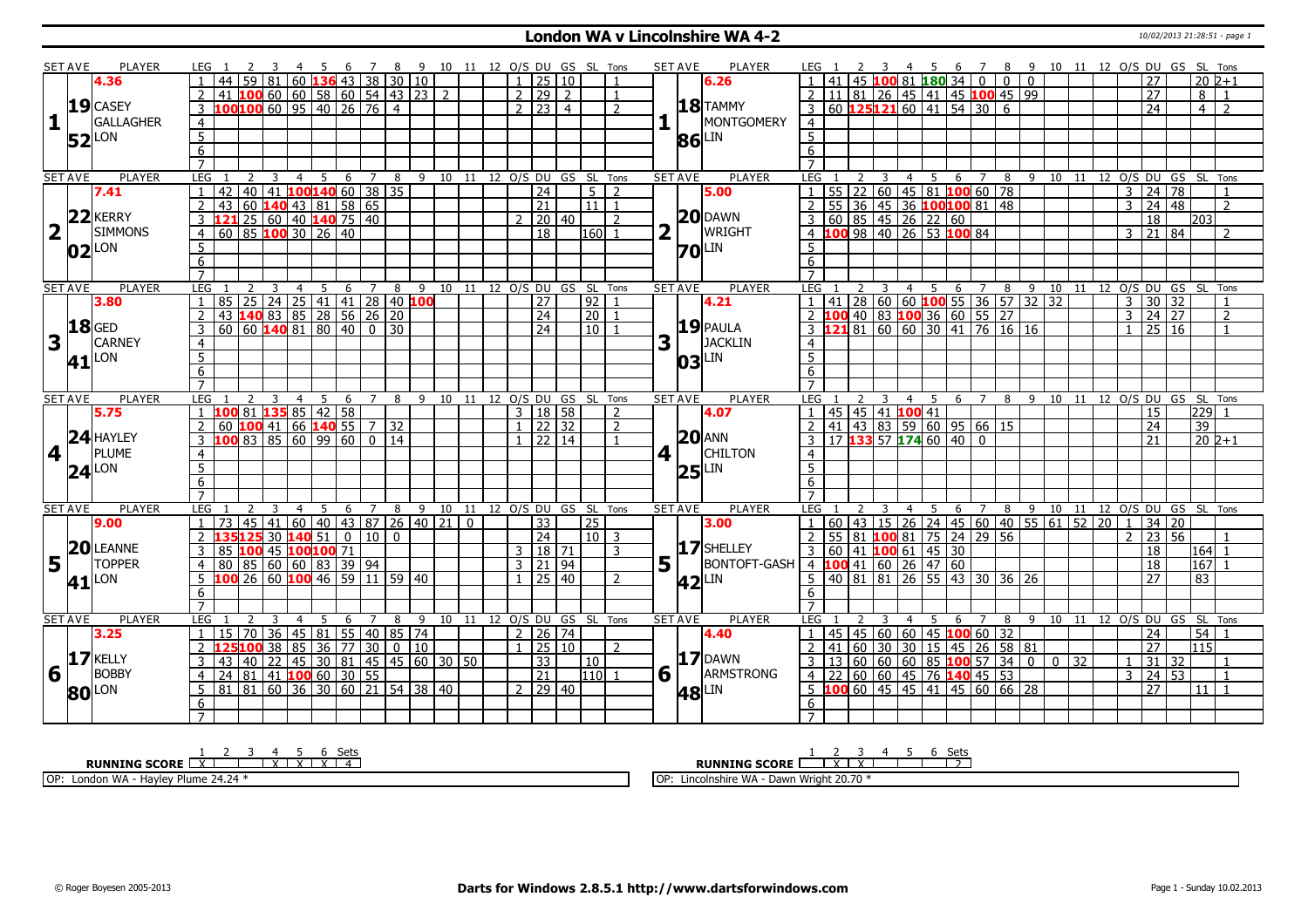# London WA v Lincolnshire WA 4-2

10/02/2013 21:28:51 - page 1

| SET AVE | PLAYER | LEG | 1 | 2 | 3 | 4 | 5 | 6 | 7 | 8 | 9 | 10 | 11 | 12 | O/S | DU | GS | SL | Tons | SET AVE | PLAYER | LEG | 1 | 2 | 3 | 4 | 5 | 6 | 7 | 8 | 9 | 10 | 11 | 12 | O/S | DU | GS | SL | Tons |
|---|---|---|---|---|---|---|---|---|---|---|---|---|---|---|---|---|---|---|---|---|---|---|---|---|---|---|---|---|---|---|---|---|---|---|---|---|---|---|---|
| 1 4.36 19.52 | CASEY GALLAGHER LON | 1 | 44 | 59 | 81 | 60 | 136 | 43 | 38 | 30 | 10 | | | | 1 | 25 | 10 | | 1 | 1 6.26 18.86 | TAMMY MONTGOMERY LIN | 1 | 41 | 45 | 100 | 81 | 180 | 34 | 0 | 0 | 0 | | | | | 27 | | 20 | 2+1 |
| | | 2 | 41 | 100 | 60 | 60 | 58 | 60 | 54 | 43 | 23 | 2 | | | 2 | 29 | 2 | | 1 | | | 2 | 11 | 81 | 26 | 45 | 41 | 45 | 100 | 45 | 99 | | | | | 27 | | 8 | 1 |
| | | 3 | 100 | 100 | 60 | 95 | 40 | 26 | 76 | 4 | | | | | 2 | 23 | 4 | | 2 | | | 3 | 60 | 125 | 121 | 60 | 41 | 54 | 30 | 6 | | | | | | 24 | | 4 | 2 |
| SET AVE | PLAYER | LEG | 1 | 2 | 3 | 4 | 5 | 6 | 7 | 8 | 9 | 10 | 11 | 12 | O/S | DU | GS | SL | Tons | SET AVE | PLAYER | LEG | 1 | 2 | 3 | 4 | 5 | 6 | 7 | 8 | 9 | 10 | 11 | 12 | O/S | DU | GS | SL | Tons |
| 2 7.41 22.02 | KERRY SIMMONS LON | 1 | 42 | 40 | 41 | 100 | 140 | 60 | 38 | 35 | | | | | | 24 | | 5 | 2 | 2 5.00 20.70 | DAWN WRIGHT LIN | 1 | 55 | 22 | 60 | 45 | 81 | 100 | 60 | 78 | | | | | 3 | 24 | 78 | | 1 |
| | | 2 | 43 | 60 | 140 | 43 | 81 | 58 | 65 | | | | | | | 21 | | 11 | 1 | | | 2 | 55 | 36 | 45 | 36 | 100 | 100 | 81 | 48 | | | | | 3 | 24 | 48 | | 2 |
| | | 3 | 121 | 25 | 60 | 40 | 140 | 75 | 40 | | | | | | 2 | 20 | 40 | | 2 | | | 3 | 60 | 85 | 45 | 26 | 22 | 60 | | | | | | | | 18 | | 203 | |
| | | 4 | 60 | 85 | 100 | 30 | 26 | 40 | | | | | | | | 18 | | 160 | 1 | | | 4 | 100 | 98 | 40 | 26 | 53 | 100 | 84 | | | | | | 3 | 21 | 84 | | 2 |
| SET AVE | PLAYER | LEG | 1 | 2 | 3 | 4 | 5 | 6 | 7 | 8 | 9 | 10 | 11 | 12 | O/S | DU | GS | SL | Tons | SET AVE | PLAYER | LEG | 1 | 2 | 3 | 4 | 5 | 6 | 7 | 8 | 9 | 10 | 11 | 12 | O/S | DU | GS | SL | Tons |
| 3 3.80 18.41 | GED CARNEY LON | 1 | 85 | 25 | 24 | 25 | 41 | 41 | 28 | 40 | 100 | | | | | 27 | | 92 | 1 | 3 4.21 19.03 | PAULA JACKLIN LIN | 1 | 41 | 28 | 60 | 60 | 100 | 55 | 36 | 57 | 32 | 32 | | | 3 | 30 | 32 | | 1 |
| | | 2 | 43 | 140 | 83 | 85 | 28 | 56 | 26 | 20 | | | | | | 24 | | 20 | 1 | | | 2 | 100 | 40 | 83 | 100 | 36 | 60 | 55 | 27 | | | | | 3 | 24 | 27 | | 2 |
| | | 3 | 60 | 60 | 140 | 81 | 80 | 40 | 0 | 30 | | | | | | 24 | | 10 | 1 | | | 3 | 121 | 81 | 60 | 60 | 30 | 41 | 76 | 16 | 16 | | | | 1 | 25 | 16 | | 1 |
| SET AVE | PLAYER | LEG | 1 | 2 | 3 | 4 | 5 | 6 | 7 | 8 | 9 | 10 | 11 | 12 | O/S | DU | GS | SL | Tons | SET AVE | PLAYER | LEG | 1 | 2 | 3 | 4 | 5 | 6 | 7 | 8 | 9 | 10 | 11 | 12 | O/S | DU | GS | SL | Tons |
| 4 5.75 24.24 | HAYLEY PLUME LON | 1 | 100 | 81 | 135 | 85 | 42 | 58 | | | | | | | 3 | 18 | 58 | | 2 | 4 4.07 20.25 | ANN CHILTON LIN | 1 | 45 | 45 | 41 | 100 | 41 | | | | | | | | | 15 | | 229 | 1 |
| | | 2 | 60 | 100 | 41 | 66 | 140 | 55 | 7 | 32 | | | | | 1 | 22 | 32 | | 2 | | | 2 | 41 | 43 | 83 | 59 | 60 | 95 | 66 | 15 | | | | | | 24 | | 39 | |
| | | 3 | 100 | 83 | 85 | 60 | 99 | 60 | 0 | 14 | | | | | 1 | 22 | 14 | | 1 | | | 3 | 17 | 133 | 57 | 174 | 60 | 40 | 0 | | | | | | | 21 | | 20 | 2+1 |
| SET AVE | PLAYER | LEG | 1 | 2 | 3 | 4 | 5 | 6 | 7 | 8 | 9 | 10 | 11 | 12 | O/S | DU | GS | SL | Tons | SET AVE | PLAYER | LEG | 1 | 2 | 3 | 4 | 5 | 6 | 7 | 8 | 9 | 10 | 11 | 12 | O/S | DU | GS | SL | Tons |
| 5 9.00 20.41 | LEANNE TOPPER LON | 1 | 73 | 45 | 41 | 60 | 40 | 43 | 87 | 26 | 40 | 21 | 0 | | | 33 | | 25 | | 5 3.00 17.42 | SHELLEY BONTOFT-GASH LIN | 1 | 60 | 43 | 15 | 26 | 24 | 45 | 60 | 40 | 55 | 61 | 52 | 20 | 1 | 34 | 20 | | |
| | | 2 | 135 | 125 | 30 | 140 | 51 | 0 | 10 | 0 | | | | | | 24 | | 10 | 3 | | | 2 | 55 | 81 | 100 | 81 | 75 | 24 | 29 | 56 | | | | | 2 | 23 | 56 | | 1 |
| | | 3 | 85 | 100 | 45 | 100 | 100 | 71 | | | | | | | 3 | 18 | 71 | | 3 | | | 3 | 60 | 41 | 100 | 61 | 45 | 30 | | | | | | | | 18 | | 164 | 1 |
| | | 4 | 80 | 85 | 60 | 60 | 83 | 39 | 94 | | | | | | 3 | 21 | 94 | | | | | 4 | 100 | 41 | 60 | 26 | 47 | 60 | | | | | | | | 18 | | 167 | 1 |
| | | 5 | 100 | 26 | 60 | 100 | 46 | 59 | 11 | 59 | 40 | | | | 1 | 25 | 40 | | 2 | | | 5 | 40 | 81 | 81 | 26 | 55 | 43 | 30 | 36 | 26 | | | | | 27 | | 83 | |
| SET AVE | PLAYER | LEG | 1 | 2 | 3 | 4 | 5 | 6 | 7 | 8 | 9 | 10 | 11 | 12 | O/S | DU | GS | SL | Tons | SET AVE | PLAYER | LEG | 1 | 2 | 3 | 4 | 5 | 6 | 7 | 8 | 9 | 10 | 11 | 12 | O/S | DU | GS | SL | Tons |
| 6 3.25 17.80 | KELLY BOBBY LON | 1 | 15 | 70 | 36 | 45 | 81 | 55 | 40 | 85 | 74 | | | | 2 | 26 | 74 | | | 6 4.40 17.48 | DAWN ARMSTRONG LIN | 1 | 45 | 45 | 60 | 60 | 45 | 100 | 60 | 32 | | | | | | 24 | | 54 | 1 |
| | | 2 | 125 | 100 | 38 | 85 | 36 | 77 | 30 | 0 | 10 | | | | 1 | 25 | 10 | | 2 | | | 2 | 41 | 60 | 30 | 30 | 15 | 45 | 26 | 58 | 81 | | | | | 27 | | 115 | |
| | | 3 | 43 | 40 | 22 | 45 | 30 | 81 | 45 | 45 | 60 | 30 | 50 | | | 33 | | 10 | | | | 3 | 13 | 60 | 60 | 60 | 85 | 100 | 57 | 34 | 0 | 0 | 32 | | 1 | 31 | 32 | | 1 |
| | | 4 | 24 | 81 | 41 | 100 | 60 | 30 | 55 | | | | | | | 21 | | 110 | 1 | | | 4 | 22 | 60 | 60 | 45 | 76 | 140 | 45 | 53 | | | | | 3 | 24 | 53 | | 1 |
| | | 5 | 81 | 81 | 60 | 36 | 30 | 60 | 21 | 54 | 38 | 40 | | | 2 | 29 | 40 | | | | | 5 | 100 | 60 | 45 | 45 | 41 | 45 | 60 | 66 | 28 | | | | | 27 | | 11 | 1 |

| RUNNING SCORE | 1 | 2 | 3 | 4 | 5 | 6 | Sets |
|---|---|---|---|---|---|---|---|
| London WA | X | | | X | X | X | 4 |
| Lincolnshire WA | | X | X | | | | 2 |

OP: London WA - Hayley Plume 24.24 *

OP: Lincolnshire WA - Dawn Wright 20.70 *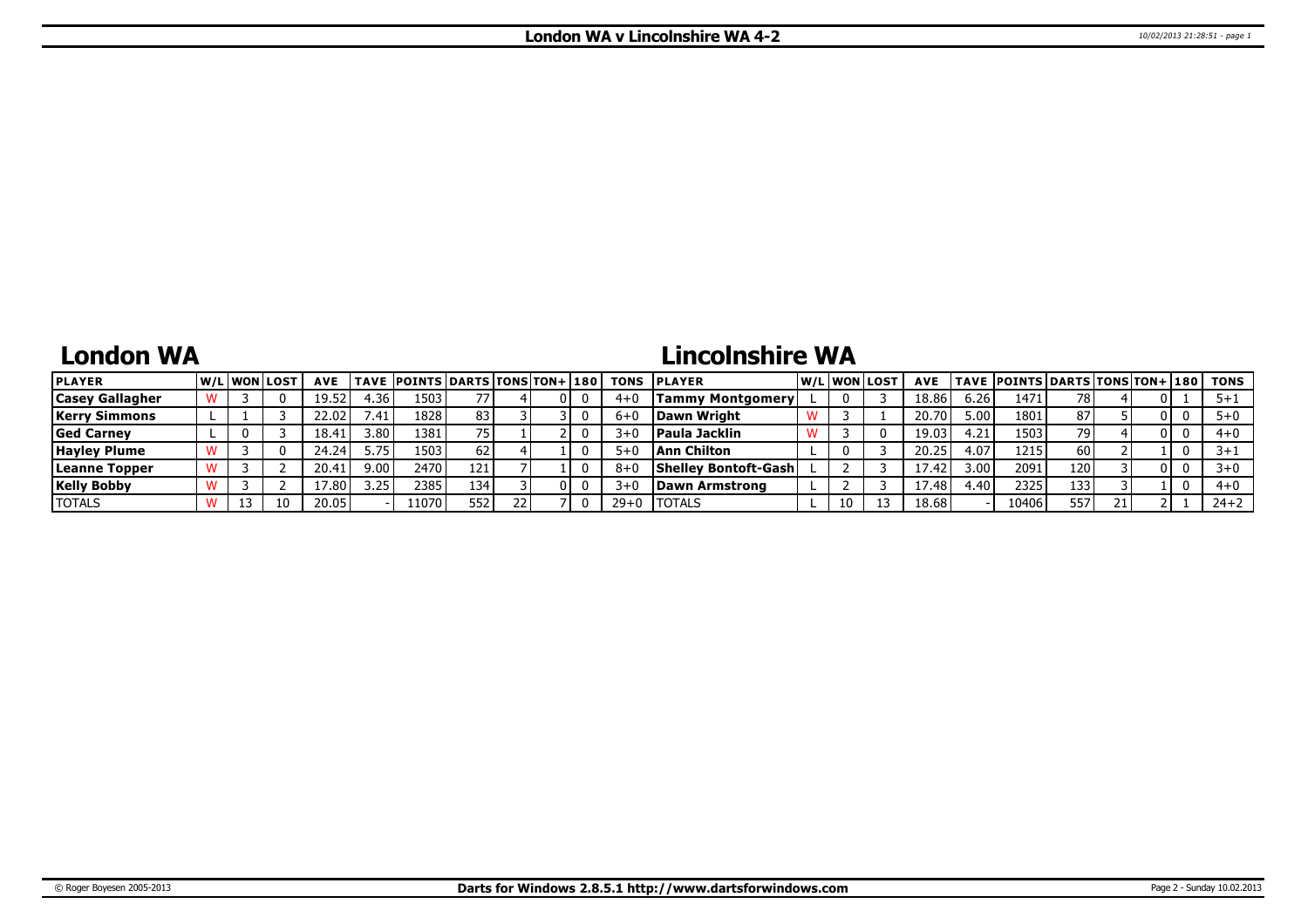# London WA v Lincolnshire WA 4-2

## London WA

| PLAYER | W/L | WON | LOST | AVE | TAVE | POINTS | DARTS | TONS | TON+ | 180 | TONS |
|---|---|---|---|---|---|---|---|---|---|---|---|
| Casey Gallagher | W | 3 | 0 | 19.52 | 4.36 | 1503 | 77 | 4 | 0 | 0 | 4+0 |
| Kerry Simmons | L | 1 | 3 | 22.02 | 7.41 | 1828 | 83 | 3 | 3 | 0 | 6+0 |
| Ged Carney | L | 0 | 3 | 18.41 | 3.80 | 1381 | 75 | 1 | 2 | 0 | 3+0 |
| Hayley Plume | W | 3 | 0 | 24.24 | 5.75 | 1503 | 62 | 4 | 1 | 0 | 5+0 |
| Leanne Topper | W | 3 | 2 | 20.41 | 9.00 | 2470 | 121 | 7 | 1 | 0 | 8+0 |
| Kelly Bobby | W | 3 | 2 | 17.80 | 3.25 | 2385 | 134 | 3 | 0 | 0 | 3+0 |
| TOTALS | W | 13 | 10 | 20.05 | - | 11070 | 552 | 22 | 7 | 0 | 29+0 |

## Lincolnshire WA

| PLAYER | W/L | WON | LOST | AVE | TAVE | POINTS | DARTS | TONS | TON+ | 180 | TONS |
|---|---|---|---|---|---|---|---|---|---|---|---|
| Tammy Montgomery | L | 0 | 3 | 18.86 | 6.26 | 1471 | 78 | 4 | 0 | 1 | 5+1 |
| Dawn Wright | W | 3 | 1 | 20.70 | 5.00 | 1801 | 87 | 5 | 0 | 0 | 5+0 |
| Paula Jacklin | W | 3 | 0 | 19.03 | 4.21 | 1503 | 79 | 4 | 0 | 0 | 4+0 |
| Ann Chilton | L | 0 | 3 | 20.25 | 4.07 | 1215 | 60 | 2 | 1 | 0 | 3+1 |
| Shelley Bontoft-Gash | L | 2 | 3 | 17.42 | 3.00 | 2091 | 120 | 3 | 0 | 0 | 3+0 |
| Dawn Armstrong | L | 2 | 3 | 17.48 | 4.40 | 2325 | 133 | 3 | 1 | 0 | 4+0 |
| TOTALS | L | 10 | 13 | 18.68 | - | 10406 | 557 | 21 | 2 | 1 | 24+2 |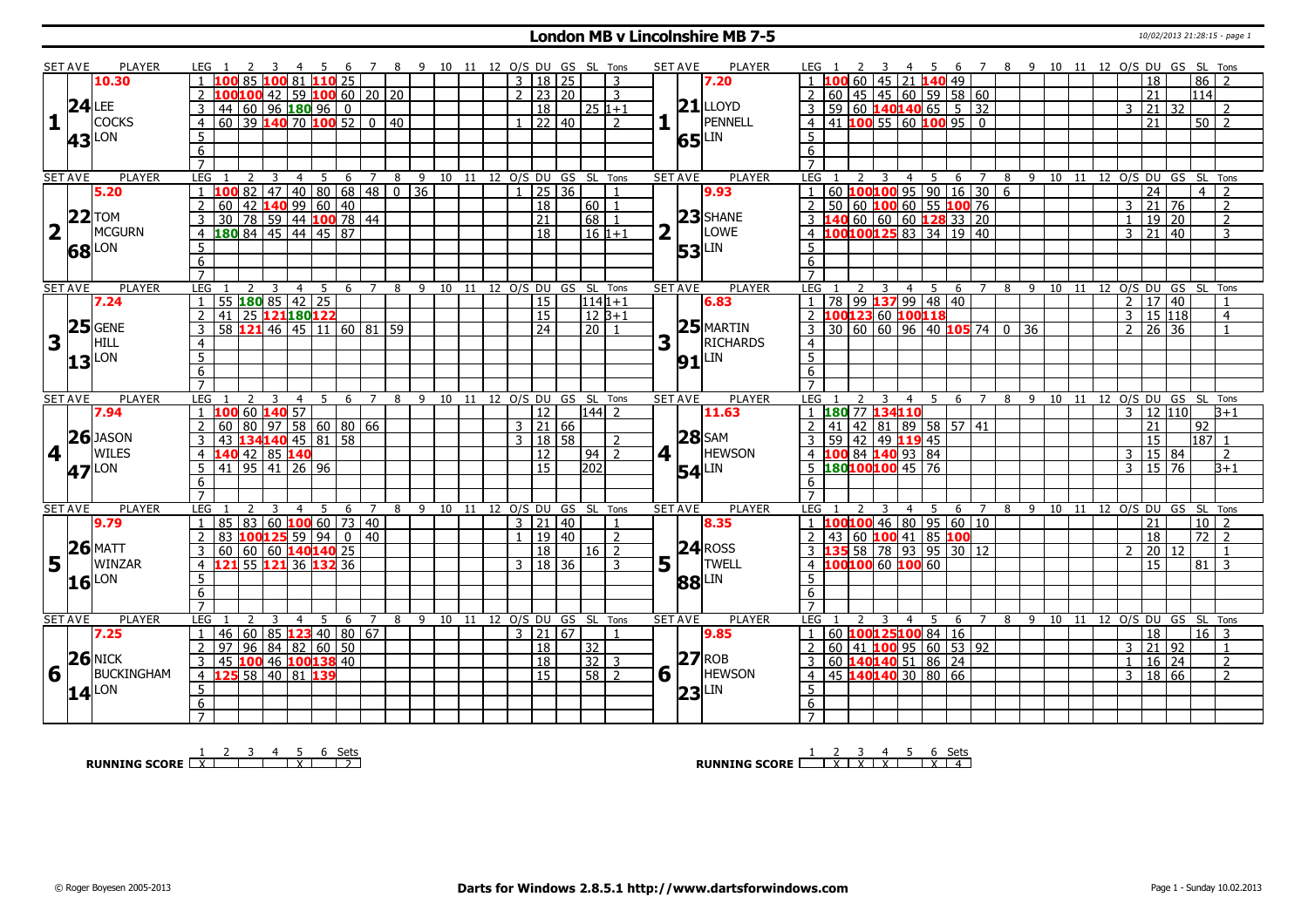# London MB v Lincolnshire MB 7-5

10/02/2013 21:28:15 - page 1

| SET | AVE | PLAYER | LEG | 1 | 2 | 3 | 4 | 5 | 6 | 7 | 8 | 9 | 10 | 11 | 12 | O/S | DU | GS | SL | Tons | SET | AVE | PLAYER | LEG | 1 | 2 | 3 | 4 | 5 | 6 | 7 | 8 | 9 | 10 | 11 | 12 | O/S | DU | GS | SL | Tons |
|---|---|---|---|---|---|---|---|---|---|---|---|---|---|---|---|---|---|---|---|---|---|---|---|---|---|---|---|---|---|---|---|---|---|---|---|---|---|---|---|---|---|
| 1 | 10.30 / 24.43 | LEE COCKS LON | 1 | 100 | 85 | 100 | 81 | 110 | 25 | | | | | | | 3 | 18 | 25 | | 3 | 1 | 7.20 / 21.65 | LLOYD PENNELL LIN | 1 | 100 | 60 | 45 | 21 | 140 | 49 | | | | | | | | 18 | | 86 | 2 |
| | | | 2 | 100 | 100 | 42 | 59 | 100 | 60 | 20 | 20 | | | | | 2 | 23 | 20 | | 3 | | | | 2 | 60 | 45 | 45 | 60 | 59 | 58 | 60 | | | | | | | 21 | | 114 | |
| | | | 3 | 44 | 60 | 96 | 180 | 96 | 0 | | | | | | | | 18 | | 25 | 1+1 | | | | 3 | 59 | 60 | 140 | 140 | 65 | 5 | 32 | | | | | | 3 | 21 | 32 | | 2 |
| | | | 4 | 60 | 39 | 140 | 70 | 100 | 52 | 0 | 40 | | | | | 1 | 22 | 40 | | 2 | | | | 4 | 41 | 100 | 55 | 60 | 100 | 95 | 0 | | | | | | | 21 | | 50 | 2 |
| 2 | 5.20 / 22.68 | TOM MCGURN LON | 1 | 100 | 82 | 47 | 40 | 80 | 68 | 48 | 0 | 36 | | | | 1 | 25 | 36 | | 1 | 2 | 9.93 / 23.53 | SHANE LOWE LIN | 1 | 60 | 100 | 100 | 95 | 90 | 16 | 30 | 6 | | | | | | 24 | | 4 | 2 |
| | | | 2 | 60 | 42 | 140 | 99 | 60 | 40 | | | | | | | | 18 | | 60 | 1 | | | | 2 | 50 | 60 | 100 | 60 | 55 | 100 | 76 | | | | | | 3 | 21 | 76 | | 2 |
| | | | 3 | 30 | 78 | 59 | 44 | 100 | 78 | 44 | | | | | | | 21 | | 68 | 1 | | | | 3 | 140 | 60 | 60 | 60 | 128 | 33 | 20 | | | | | | 1 | 19 | 20 | | 2 |
| | | | 4 | 180 | 84 | 45 | 44 | 45 | 87 | | | | | | | | 18 | | 16 | 1+1 | | | | 4 | 100 | 100 | 125 | 83 | 34 | 19 | 40 | | | | | | 3 | 21 | 40 | | 3 |
| 3 | 7.24 / 25.13 | GENE HILL LON | 1 | 55 | 180 | 85 | 42 | 25 | | | | | | | | | 15 | | 114 | 1+1 | 3 | 6.83 / 25.91 | MARTIN RICHARDS LIN | 1 | 78 | 99 | 137 | 99 | 48 | 40 | | | | | | | 2 | 17 | 40 | | 1 |
| | | | 2 | 41 | 25 | 121 | 180 | 122 | | | | | | | | | 15 | | 12 | 3+1 | | | | 2 | 100 | 123 | 60 | 100 | 118 | | | | | | | | 3 | 15 | 118 | | 4 |
| | | | 3 | 58 | 121 | 46 | 45 | 11 | 60 | 81 | 59 | | | | | | 24 | | 20 | 1 | | | | 3 | 30 | 60 | 60 | 96 | 40 | 105 | 74 | 0 | 36 | | | | 2 | 26 | 36 | | 1 |
| 4 | 7.94 / 26.47 | JASON WILES LON | 1 | 100 | 60 | 140 | 57 | | | | | | | | | | 12 | | 144 | 2 | 4 | 11.63 / 28.54 | SAM HEWSON LIN | 1 | 180 | 77 | 134 | 110 | | | | | | | | | 3 | 12 | 110 | | 3+1 |
| | | | 2 | 60 | 80 | 97 | 58 | 60 | 80 | 66 | | | | | | 3 | 21 | 66 | | | | | | 2 | 41 | 42 | 81 | 89 | 58 | 57 | 41 | | | | | | | 21 | | 92 | |
| | | | 3 | 43 | 134 | 140 | 45 | 81 | 58 | | | | | | | 3 | 18 | 58 | | 2 | | | | 3 | 59 | 42 | 49 | 119 | 45 | | | | | | | | | 15 | | 187 | 1 |
| | | | 4 | 140 | 42 | 85 | 140 | | | | | | | | | | 12 | | 94 | 2 | | | | 4 | 100 | 84 | 140 | 93 | 84 | | | | | | | | 3 | 15 | 84 | | 2 |
| | | | 5 | 41 | 95 | 41 | 26 | 96 | | | | | | | | | 15 | | 202 | | | | | 5 | 180 | 100 | 100 | 45 | 76 | | | | | | | | 3 | 15 | 76 | | 3+1 |
| 5 | 9.79 / 26.16 | MATT WINZAR LON | 1 | 85 | 83 | 60 | 100 | 60 | 73 | 40 | | | | | | 3 | 21 | 40 | | 1 | 5 | 8.35 / 24.88 | ROSS TWELL LIN | 1 | 100 | 100 | 46 | 80 | 95 | 60 | 10 | | | | | | | 21 | | 10 | 2 |
| | | | 2 | 83 | 100 | 125 | 59 | 94 | 0 | 40 | | | | | | 1 | 19 | 40 | | 2 | | | | 2 | 43 | 60 | 100 | 41 | 85 | 100 | | | | | | | | 18 | | 72 | 2 |
| | | | 3 | 60 | 60 | 60 | 140 | 140 | 25 | | | | | | | | 18 | | 16 | 2 | | | | 3 | 135 | 58 | 78 | 93 | 95 | 30 | 12 | | | | | | 2 | 20 | 12 | | 1 |
| | | | 4 | 121 | 55 | 121 | 36 | 132 | 36 | | | | | | | 3 | 18 | 36 | | 3 | | | | 4 | 100 | 100 | 60 | 100 | 60 | | | | | | | | | 15 | | 81 | 3 |
| 6 | 7.25 / 26.14 | NICK BUCKINGHAM LON | 1 | 46 | 60 | 85 | 123 | 40 | 80 | 67 | | | | | | 3 | 21 | 67 | | 1 | 6 | 9.85 / 27.23 | ROB HEWSON LIN | 1 | 60 | 100 | 125 | 100 | 84 | 16 | | | | | | | | 18 | | 16 | 3 |
| | | | 2 | 97 | 96 | 84 | 82 | 60 | 50 | | | | | | | | 18 | | 32 | | | | | 2 | 60 | 41 | 100 | 95 | 60 | 53 | 92 | | | | | | 3 | 21 | 92 | | 1 |
| | | | 3 | 45 | 100 | 46 | 100 | 138 | 40 | | | | | | | | 18 | | 32 | 3 | | | | 3 | 60 | 140 | 140 | 51 | 86 | 24 | | | | | | | 1 | 16 | 24 | | 2 |
| | | | 4 | 125 | 58 | 40 | 81 | 139 | | | | | | | | | 15 | | 58 | 2 | | | | 4 | 45 | 140 | 140 | 30 | 80 | 66 | | | | | | | 3 | 18 | 66 | | 2 |

| RUNNING SCORE | 1 | 2 | 3 | 4 | 5 | 6 | Sets |
|---|---|---|---|---|---|---|---|
| London | X | | | | X | | 2 |
| Lincolnshire | | X | X | X | | X | 4 |

© Roger Boyesen 2005-2013 | Darts for Windows 2.8.5.1 http://www.dartsforwindows.com | Page 1 - Sunday 10.02.2013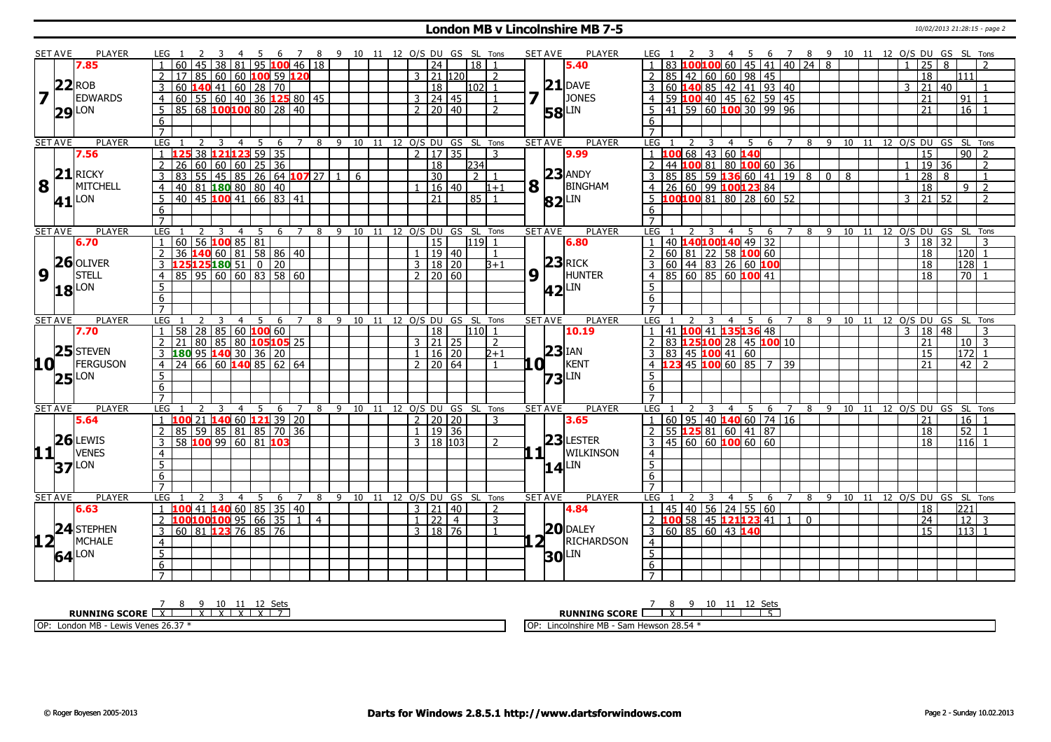# London MB v Lincolnshire MB 7-5

## Set 7

| SET AVE | PLAYER | LEG | 1 | 2 | 3 | 4 | 5 | 6 | 7 | 8 | 9 | 10 | 11 | 12 | O/S | DU | GS | SL | Tons |
|---|---|---|---|---|---|---|---|---|---|---|---|---|---|---|---|---|---|---|---|
| 7.85 | ROB EDWARDS | 1 | 60 | 45 | 38 | 81 | 95 | 100 | 46 | 18 | | | | | | 24 | | 18 | 1 |
| 22 | LON | 2 | 17 | 85 | 60 | 60 | 100 | 59 | 120 | | | | | | 3 | 21 | 120 | | 2 |
| 29 | | 3 | 60 | 140 | 41 | 60 | 28 | 70 | | | | | | | | 18 | | 102 | 1 |
| | | 4 | 60 | 55 | 60 | 40 | 36 | 125 | 80 | 45 | | | | | 3 | 24 | 45 | | 1 |
| | | 5 | 85 | 68 | 100 | 100 | 80 | 28 | 40 | | | | | | 2 | 20 | 40 | | 2 |

| SET AVE | PLAYER | LEG | 1 | 2 | 3 | 4 | 5 | 6 | 7 | 8 | 9 | 10 | 11 | 12 | O/S | DU | GS | SL | Tons |
|---|---|---|---|---|---|---|---|---|---|---|---|---|---|---|---|---|---|---|---|
| 5.40 | DAVE JONES | 1 | 83 | 100 | 100 | 60 | 45 | 41 | 40 | 24 | 8 | | | | 1 | 25 | 8 | | 2 |
| 21 | LIN | 2 | 85 | 42 | 60 | 60 | 98 | 45 | | | | | | | | 18 | | 111 | |
| 58 | | 3 | 60 | 140 | 85 | 42 | 41 | 93 | 40 | | | | | | 3 | 21 | 40 | | 1 |
| | | 4 | 59 | 100 | 40 | 45 | 62 | 59 | 45 | | | | | | | 21 | | 91 | 1 |
| | | 5 | 41 | 59 | 60 | 100 | 30 | 99 | 96 | | | | | | | 21 | | 16 | 1 |

## Set 8

| SET AVE | PLAYER | LEG | 1 | 2 | 3 | 4 | 5 | 6 | 7 | 8 | 9 | 10 | 11 | 12 | O/S | DU | GS | SL | Tons |
|---|---|---|---|---|---|---|---|---|---|---|---|---|---|---|---|---|---|---|---|
| 7.56 | RICKY MITCHELL | 1 | 125 | 38 | 121 | 123 | 59 | 35 | | | | | | | 2 | 17 | 35 | | 3 |
| 21 | LON | 2 | 26 | 60 | 60 | 60 | 25 | 36 | | | | | | | | 18 | | 234 | |
| 41 | | 3 | 83 | 55 | 45 | 85 | 26 | 64 | 107 | 27 | 1 | 6 | | | | 30 | | 2 | 1 |
| | | 4 | 40 | 81 | 180 | 80 | 80 | 40 | | | | | | | 1 | 16 | 40 | | 1+1 |
| | | 5 | 40 | 45 | 100 | 41 | 66 | 83 | 41 | | | | | | | 21 | | 85 | 1 |

| SET AVE | PLAYER | LEG | 1 | 2 | 3 | 4 | 5 | 6 | 7 | 8 | 9 | 10 | 11 | 12 | O/S | DU | GS | SL | Tons |
|---|---|---|---|---|---|---|---|---|---|---|---|---|---|---|---|---|---|---|---|
| 9.99 | ANDY BINGHAM | 1 | 100 | 68 | 43 | 60 | 140 | | | | | | | | | 15 | | 90 | 2 |
| 23 | LIN | 2 | 44 | 100 | 81 | 80 | 100 | 60 | 36 | | | | | | 1 | 19 | 36 | | 2 |
| 82 | | 3 | 85 | 85 | 59 | 136 | 60 | 41 | 19 | 8 | 0 | 8 | | | 1 | 28 | 8 | | 1 |
| | | 4 | 26 | 60 | 99 | 100 | 123 | 84 | | | | | | | | 18 | | 9 | 2 |
| | | 5 | 100 | 100 | 81 | 80 | 28 | 60 | 52 | | | | | | 3 | 21 | 52 | | 2 |

## Set 9

| SET AVE | PLAYER | LEG | 1 | 2 | 3 | 4 | 5 | 6 | 7 | 8 | 9 | 10 | 11 | 12 | O/S | DU | GS | SL | Tons |
|---|---|---|---|---|---|---|---|---|---|---|---|---|---|---|---|---|---|---|---|
| 6.70 | OLIVER STELL | 1 | 60 | 56 | 100 | 85 | 81 | | | | | | | | | 15 | | 119 | 1 |
| 26 | LON | 2 | 36 | 140 | 60 | 81 | 58 | 86 | 40 | | | | | | 1 | 19 | 40 | | 1 |
| 18 | | 3 | 125 | 125 | 180 | 51 | 0 | 20 | | | | | | | 3 | 18 | 20 | | 3+1 |
| | | 4 | 85 | 95 | 60 | 60 | 83 | 58 | 60 | | | | | | 2 | 20 | 60 | | |

| SET AVE | PLAYER | LEG | 1 | 2 | 3 | 4 | 5 | 6 | 7 | 8 | 9 | 10 | 11 | 12 | O/S | DU | GS | SL | Tons |
|---|---|---|---|---|---|---|---|---|---|---|---|---|---|---|---|---|---|---|---|
| 6.80 | RICK HUNTER | 1 | 40 | 140 | 100 | 140 | 49 | 32 | | | | | | | 3 | 18 | 32 | | 3 |
| 23 | LIN | 2 | 60 | 81 | 22 | 58 | 100 | 60 | | | | | | | | 18 | | 120 | 1 |
| 42 | | 3 | 60 | 44 | 83 | 26 | 60 | 100 | | | | | | | | 18 | | 128 | 1 |
| | | 4 | 85 | 60 | 85 | 60 | 100 | 41 | | | | | | | | 18 | | 70 | 1 |

## Set 10

| SET AVE | PLAYER | LEG | 1 | 2 | 3 | 4 | 5 | 6 | 7 | 8 | 9 | 10 | 11 | 12 | O/S | DU | GS | SL | Tons |
|---|---|---|---|---|---|---|---|---|---|---|---|---|---|---|---|---|---|---|---|
| 7.70 | STEVEN FERGUSON | 1 | 58 | 28 | 85 | 60 | 100 | 60 | | | | | | | | 18 | | 110 | 1 |
| 25 | LON | 2 | 21 | 80 | 85 | 80 | 105 | 105 | 25 | | | | | | 3 | 21 | 25 | | 2 |
| 25 | | 3 | 180 | 95 | 140 | 30 | 36 | 20 | | | | | | | 1 | 16 | 20 | | 2+1 |
| | | 4 | 24 | 66 | 60 | 140 | 85 | 62 | 64 | | | | | | 2 | 20 | 64 | | 1 |

| SET AVE | PLAYER | LEG | 1 | 2 | 3 | 4 | 5 | 6 | 7 | 8 | 9 | 10 | 11 | 12 | O/S | DU | GS | SL | Tons |
|---|---|---|---|---|---|---|---|---|---|---|---|---|---|---|---|---|---|---|---|
| 10.19 | IAN KENT | 1 | 41 | 100 | 41 | 135 | 136 | 48 | | | | | | | 3 | 18 | 48 | | 3 |
| 23 | LIN | 2 | 83 | 125 | 100 | 28 | 45 | 100 | 10 | | | | | | | 21 | | 10 | 3 |
| 73 | | 3 | 83 | 45 | 100 | 41 | 60 | | | | | | | | | 15 | | 172 | 1 |
| | | 4 | 123 | 45 | 100 | 60 | 85 | 7 | 39 | | | | | | | 21 | | 42 | 2 |

## Set 11

| SET AVE | PLAYER | LEG | 1 | 2 | 3 | 4 | 5 | 6 | 7 | 8 | 9 | 10 | 11 | 12 | O/S | DU | GS | SL | Tons |
|---|---|---|---|---|---|---|---|---|---|---|---|---|---|---|---|---|---|---|---|
| 5.64 | LEWIS VENES | 1 | 100 | 21 | 140 | 60 | 121 | 39 | 20 | | | | | | 2 | 20 | 20 | | 3 |
| 26 | LON | 2 | 85 | 59 | 85 | 81 | 85 | 70 | 36 | | | | | | 1 | 19 | 36 | | |
| 37 | | 3 | 58 | 100 | 99 | 60 | 81 | 103 | | | | | | | 3 | 18 | 103 | | 2 |

| SET AVE | PLAYER | LEG | 1 | 2 | 3 | 4 | 5 | 6 | 7 | 8 | 9 | 10 | 11 | 12 | O/S | DU | GS | SL | Tons |
|---|---|---|---|---|---|---|---|---|---|---|---|---|---|---|---|---|---|---|---|
| 3.65 | LESTER WILKINSON | 1 | 60 | 95 | 40 | 140 | 60 | 74 | 16 | | | | | | | 21 | | 16 | 1 |
| 23 | LIN | 2 | 55 | 125 | 81 | 60 | 41 | 87 | | | | | | | | 18 | | 52 | 1 |
| 14 | | 3 | 45 | 60 | 60 | 100 | 60 | 60 | | | | | | | | 18 | | 116 | 1 |

## Set 12

| SET AVE | PLAYER | LEG | 1 | 2 | 3 | 4 | 5 | 6 | 7 | 8 | 9 | 10 | 11 | 12 | O/S | DU | GS | SL | Tons |
|---|---|---|---|---|---|---|---|---|---|---|---|---|---|---|---|---|---|---|---|
| 6.63 | STEPHEN MCHALE | 1 | 100 | 41 | 140 | 60 | 85 | 35 | 40 | | | | | | 3 | 21 | 40 | | 2 |
| 24 | LON | 2 | 100 | 100 | 100 | 95 | 66 | 35 | 1 | 4 | | | | | 1 | 22 | 4 | | 3 |
| 64 | | 3 | 60 | 81 | 123 | 76 | 85 | 76 | | | | | | | 3 | 18 | 76 | | 1 |

| SET AVE | PLAYER | LEG | 1 | 2 | 3 | 4 | 5 | 6 | 7 | 8 | 9 | 10 | 11 | 12 | O/S | DU | GS | SL | Tons |
|---|---|---|---|---|---|---|---|---|---|---|---|---|---|---|---|---|---|---|---|
| 4.84 | DALEY RICHARDSON | 1 | 45 | 40 | 56 | 24 | 55 | 60 | | | | | | | | 18 | | 221 | |
| 20 | LIN | 2 | 100 | 58 | 45 | 121 | 123 | 41 | 1 | 0 | | | | | | 24 | | 12 | 3 |
| 30 | | 3 | 60 | 85 | 60 | 43 | 140 | | | | | | | | | 15 | | 113 | 1 |

| RUNNING SCORE | 7 | 8 | 9 | 10 | 11 | 12 | Sets |
|---|---|---|---|---|---|---|---|
| London MB | X | | X | X | X | X | 7 |
| Lincolnshire MB | | X | | | | | 5 |

OP: London MB - Lewis Venes 26.37 *

OP: Lincolnshire MB - Sam Hewson 28.54 *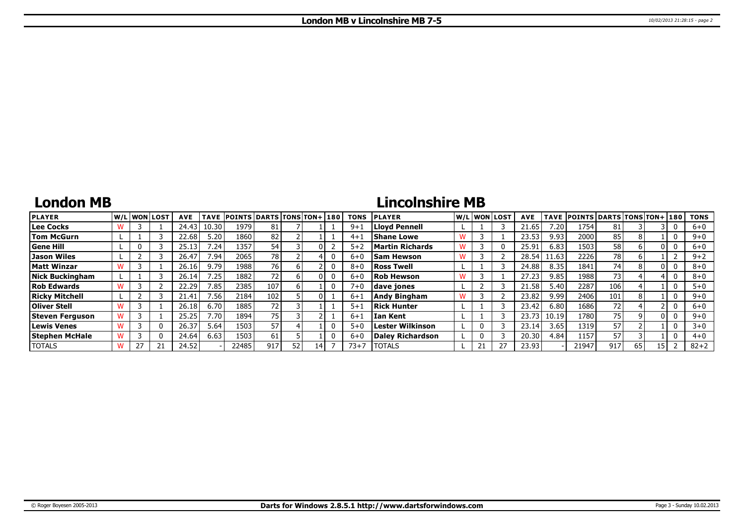## London MB

| PLAYER | W/L | WON | LOST | AVE | TAVE | POINTS | DARTS | TONS | TON+ | 180 | TONS |
|---|---|---|---|---|---|---|---|---|---|---|---|
| Lee Cocks | W | 3 | 1 | 24.43 | 10.30 | 1979 | 81 | 7 | 1 | 1 | 9+1 |
| Tom McGurn | L | 1 | 3 | 22.68 | 5.20 | 1860 | 82 | 2 | 1 | 1 | 4+1 |
| Gene Hill | L | 0 | 3 | 25.13 | 7.24 | 1357 | 54 | 3 | 0 | 2 | 5+2 |
| Jason Wiles | L | 2 | 3 | 26.47 | 7.94 | 2065 | 78 | 2 | 4 | 0 | 6+0 |
| Matt Winzar | W | 3 | 1 | 26.16 | 9.79 | 1988 | 76 | 6 | 2 | 0 | 8+0 |
| Nick Buckingham | L | 1 | 3 | 26.14 | 7.25 | 1882 | 72 | 6 | 0 | 0 | 6+0 |
| Rob Edwards | W | 3 | 2 | 22.29 | 7.85 | 2385 | 107 | 6 | 1 | 0 | 7+0 |
| Ricky Mitchell | L | 2 | 3 | 21.41 | 7.56 | 2184 | 102 | 5 | 0 | 1 | 6+1 |
| Oliver Stell | W | 3 | 1 | 26.18 | 6.70 | 1885 | 72 | 3 | 1 | 1 | 5+1 |
| Steven Ferguson | W | 3 | 1 | 25.25 | 7.70 | 1894 | 75 | 3 | 2 | 1 | 6+1 |
| Lewis Venes | W | 3 | 0 | 26.37 | 5.64 | 1503 | 57 | 4 | 1 | 0 | 5+0 |
| Stephen McHale | W | 3 | 0 | 24.64 | 6.63 | 1503 | 61 | 5 | 1 | 0 | 6+0 |
| TOTALS | W | 27 | 21 | 24.52 | - | 22485 | 917 | 52 | 14 | 7 | 73+7 |

## Lincolnshire MB

| PLAYER | W/L | WON | LOST | AVE | TAVE | POINTS | DARTS | TONS | TON+ | 180 | TONS |
|---|---|---|---|---|---|---|---|---|---|---|---|
| Lloyd Pennell | L | 1 | 3 | 21.65 | 7.20 | 1754 | 81 | 3 | 3 | 0 | 6+0 |
| Shane Lowe | W | 3 | 1 | 23.53 | 9.93 | 2000 | 85 | 8 | 1 | 0 | 9+0 |
| Martin Richards | W | 3 | 0 | 25.91 | 6.83 | 1503 | 58 | 6 | 0 | 0 | 6+0 |
| Sam Hewson | W | 3 | 2 | 28.54 | 11.63 | 2226 | 78 | 6 | 1 | 2 | 9+2 |
| Ross Twell | L | 1 | 3 | 24.88 | 8.35 | 1841 | 74 | 8 | 0 | 0 | 8+0 |
| Rob Hewson | W | 3 | 1 | 27.23 | 9.85 | 1988 | 73 | 4 | 4 | 0 | 8+0 |
| dave jones | L | 2 | 3 | 21.58 | 5.40 | 2287 | 106 | 4 | 1 | 0 | 5+0 |
| Andy Bingham | W | 3 | 2 | 23.82 | 9.99 | 2406 | 101 | 8 | 1 | 0 | 9+0 |
| Rick Hunter | L | 1 | 3 | 23.42 | 6.80 | 1686 | 72 | 4 | 2 | 0 | 6+0 |
| Ian Kent | L | 1 | 3 | 23.73 | 10.19 | 1780 | 75 | 9 | 0 | 0 | 9+0 |
| Lester Wilkinson | L | 0 | 3 | 23.14 | 3.65 | 1319 | 57 | 2 | 1 | 0 | 3+0 |
| Daley Richardson | L | 0 | 3 | 20.30 | 4.84 | 1157 | 57 | 3 | 1 | 0 | 4+0 |
| TOTALS | L | 21 | 27 | 23.93 | - | 21947 | 917 | 65 | 15 | 2 | 82+2 |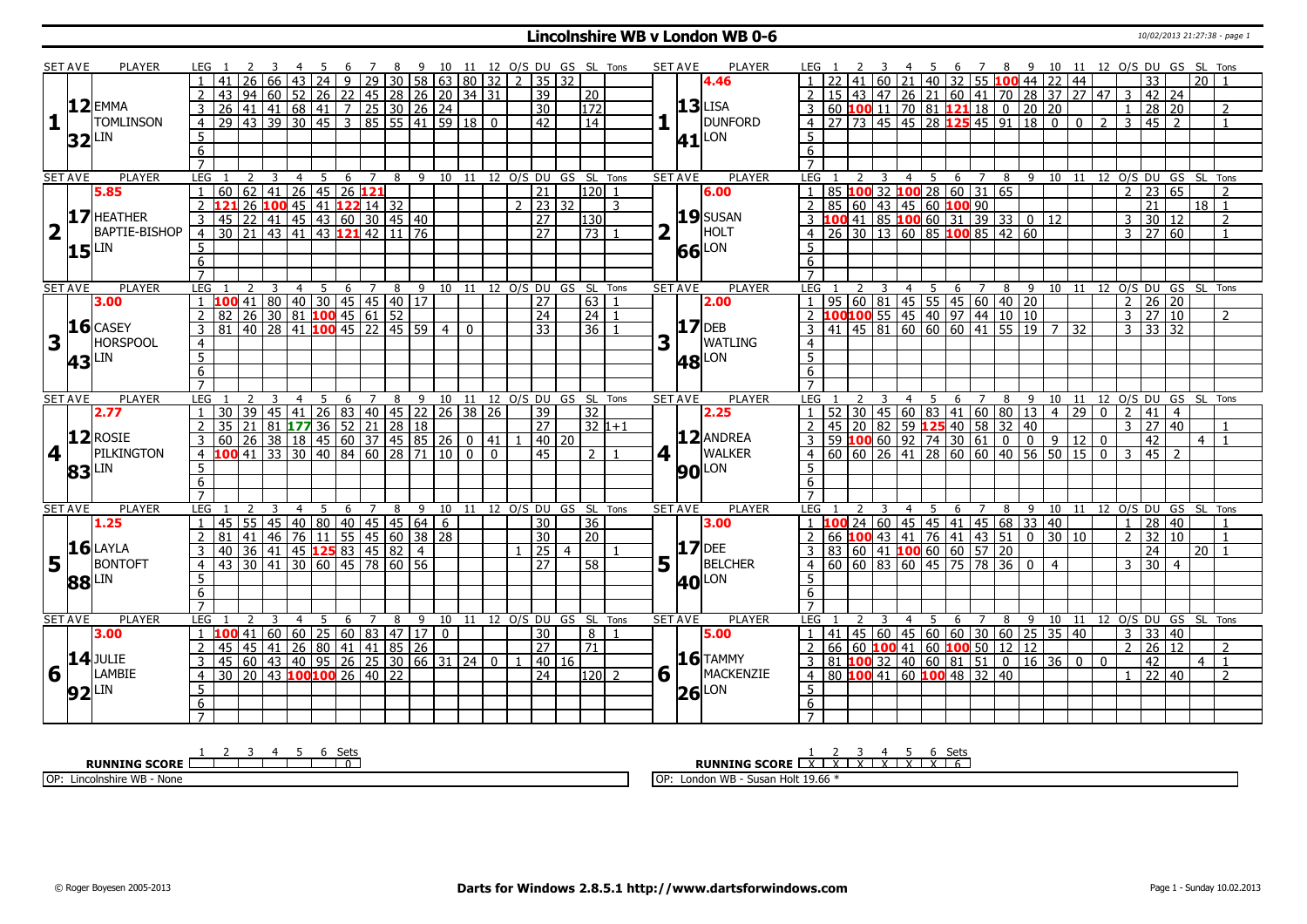# Lincolnshire WB v London WB 0-6

10/02/2013 21:27:38 - page 1

## Set 1

| SET AVE | PLAYER | LEG | 1 | 2 | 3 | 4 | 5 | 6 | 7 | 8 | 9 | 10 | 11 | 12 | O/S | DU | GS | SL | Tons |
|---|---|---|---|---|---|---|---|---|---|---|---|---|---|---|---|---|---|---|---|
| 12.32 | EMMA TOMLINSON (LIN) | 1 | 41 | 26 | 66 | 43 | 24 | 9 | 29 | 30 | 58 | 63 | 80 | 32 | 2 | 35 | 32 | | |
| | | 2 | 43 | 94 | 60 | 52 | 26 | 22 | 45 | 28 | 26 | 20 | 34 | 31 | | 39 | | 20 | |
| | | 3 | 26 | 41 | 41 | 68 | 41 | 7 | 25 | 30 | 26 | 24 | | | | 30 | | 172 | |
| | | 4 | 29 | 43 | 39 | 30 | 45 | 3 | 85 | 55 | 41 | 59 | 18 | 0 | | 42 | | 14 | |

| SET AVE | PLAYER | LEG | 1 | 2 | 3 | 4 | 5 | 6 | 7 | 8 | 9 | 10 | 11 | 12 | O/S | DU | GS | SL | Tons |
|---|---|---|---|---|---|---|---|---|---|---|---|---|---|---|---|---|---|---|---|
| 4.46 / 13.41 | LISA DUNFORD (LON) | 1 | 22 | 41 | 60 | 21 | 40 | 32 | 55 | 100 | 44 | 22 | 44 | | | 33 | | 20 | 1 |
| | | 2 | 15 | 43 | 47 | 26 | 21 | 60 | 41 | 70 | 28 | 37 | 27 | 47 | 3 | 42 | 24 | | |
| | | 3 | 60 | 100 | 11 | 70 | 81 | 121 | 18 | 0 | 20 | 20 | | | 1 | 28 | 20 | | 2 |
| | | 4 | 27 | 73 | 45 | 45 | 28 | 125 | 45 | 91 | 18 | 0 | 0 | 2 | 3 | 45 | 2 | | 1 |

## Set 2

| SET AVE | PLAYER | LEG | 1 | 2 | 3 | 4 | 5 | 6 | 7 | 8 | 9 | 10 | 11 | 12 | O/S | DU | GS | SL | Tons |
|---|---|---|---|---|---|---|---|---|---|---|---|---|---|---|---|---|---|---|---|
| 5.85 / 17.15 | HEATHER BAPTIE-BISHOP (LIN) | 1 | 60 | 62 | 41 | 26 | 45 | 26 | 121 | | | | | | | 21 | | 120 | 1 |
| | | 2 | 121 | 26 | 100 | 45 | 41 | 122 | 14 | 32 | | | | | 2 | 23 | 32 | | 3 |
| | | 3 | 45 | 22 | 41 | 45 | 43 | 60 | 30 | 45 | 40 | | | | | 27 | | 130 | |
| | | 4 | 30 | 21 | 43 | 41 | 43 | 121 | 42 | 11 | 76 | | | | | 27 | | 73 | 1 |

| SET AVE | PLAYER | LEG | 1 | 2 | 3 | 4 | 5 | 6 | 7 | 8 | 9 | 10 | 11 | 12 | O/S | DU | GS | SL | Tons |
|---|---|---|---|---|---|---|---|---|---|---|---|---|---|---|---|---|---|---|---|
| 6.00 / 19.66 | SUSAN HOLT (LON) | 1 | 85 | 100 | 32 | 100 | 28 | 60 | 31 | 65 | | | | | 2 | 23 | 65 | | 2 |
| | | 2 | 85 | 60 | 43 | 45 | 60 | 100 | 90 | | | | | | | 21 | | 18 | 1 |
| | | 3 | 100 | 41 | 85 | 100 | 60 | 31 | 39 | 33 | 0 | 12 | | | 3 | 30 | 12 | | 2 |
| | | 4 | 26 | 30 | 13 | 60 | 85 | 100 | 85 | 42 | 60 | | | | 3 | 27 | 60 | | 1 |

## Set 3

| SET AVE | PLAYER | LEG | 1 | 2 | 3 | 4 | 5 | 6 | 7 | 8 | 9 | 10 | 11 | 12 | O/S | DU | GS | SL | Tons |
|---|---|---|---|---|---|---|---|---|---|---|---|---|---|---|---|---|---|---|---|
| 3.00 / 16.43 | CASEY HORSPOOL (LIN) | 1 | 100 | 41 | 80 | 40 | 30 | 45 | 45 | 40 | 17 | | | | | 27 | | 63 | 1 |
| | | 2 | 82 | 26 | 30 | 81 | 100 | 45 | 61 | 52 | | | | | | 24 | | 24 | 1 |
| | | 3 | 81 | 40 | 28 | 41 | 100 | 45 | 22 | 45 | 59 | 4 | 0 | | | 33 | | 36 | 1 |

| SET AVE | PLAYER | LEG | 1 | 2 | 3 | 4 | 5 | 6 | 7 | 8 | 9 | 10 | 11 | 12 | O/S | DU | GS | SL | Tons |
|---|---|---|---|---|---|---|---|---|---|---|---|---|---|---|---|---|---|---|---|
| 2.00 / 17.48 | DEB WATLING (LON) | 1 | 95 | 60 | 81 | 45 | 55 | 45 | 60 | 40 | 20 | | | | 2 | 26 | 20 | | |
| | | 2 | 100 | 100 | 55 | 45 | 40 | 97 | 44 | 10 | 10 | | | | 3 | 27 | 10 | | 2 |
| | | 3 | 41 | 45 | 81 | 60 | 60 | 60 | 41 | 55 | 19 | 7 | 32 | | 3 | 33 | 32 | | |

## Set 4

| SET AVE | PLAYER | LEG | 1 | 2 | 3 | 4 | 5 | 6 | 7 | 8 | 9 | 10 | 11 | 12 | O/S | DU | GS | SL | Tons |
|---|---|---|---|---|---|---|---|---|---|---|---|---|---|---|---|---|---|---|---|
| 2.77 / 12.83 | ROSIE PILKINGTON (LIN) | 1 | 30 | 39 | 45 | 41 | 26 | 83 | 40 | 45 | 22 | 26 | 38 | 26 | | 39 | | 32 | |
| | | 2 | 35 | 21 | 81 | 177 | 36 | 52 | 21 | 28 | 18 | | | | | 27 | | 32 | 1+1 |
| | | 3 | 60 | 26 | 38 | 18 | 45 | 60 | 37 | 45 | 85 | 26 | 0 | 41 | 1 | 40 | 20 | | |
| | | 4 | 100 | 41 | 33 | 30 | 40 | 84 | 60 | 28 | 71 | 10 | 0 | 0 | | 45 | | 2 | 1 |

| SET AVE | PLAYER | LEG | 1 | 2 | 3 | 4 | 5 | 6 | 7 | 8 | 9 | 10 | 11 | 12 | O/S | DU | GS | SL | Tons |
|---|---|---|---|---|---|---|---|---|---|---|---|---|---|---|---|---|---|---|---|
| 2.25 / 12.90 | ANDREA WALKER (LON) | 1 | 52 | 30 | 45 | 60 | 83 | 41 | 60 | 80 | 13 | 4 | 29 | 0 | 2 | 41 | 4 | | |
| | | 2 | 45 | 20 | 82 | 59 | 125 | 40 | 58 | 32 | 40 | | | | 3 | 27 | 40 | | 1 |
| | | 3 | 59 | 100 | 60 | 92 | 74 | 30 | 61 | 0 | 0 | 9 | 12 | 0 | | 42 | | 4 | 1 |
| | | 4 | 60 | 60 | 26 | 41 | 28 | 60 | 60 | 40 | 56 | 50 | 15 | 0 | 3 | 45 | 2 | | |

## Set 5

| SET AVE | PLAYER | LEG | 1 | 2 | 3 | 4 | 5 | 6 | 7 | 8 | 9 | 10 | 11 | 12 | O/S | DU | GS | SL | Tons |
|---|---|---|---|---|---|---|---|---|---|---|---|---|---|---|---|---|---|---|---|
| 1.25 / 16.88 | LAYLA BONTOFT (LIN) | 1 | 45 | 55 | 45 | 40 | 80 | 40 | 45 | 45 | 64 | 6 | | | | 30 | | 36 | |
| | | 2 | 81 | 41 | 46 | 76 | 11 | 55 | 45 | 60 | 38 | 28 | | | | 30 | | 20 | |
| | | 3 | 40 | 36 | 41 | 45 | 125 | 83 | 45 | 82 | 4 | | | | 1 | 25 | 4 | | 1 |
| | | 4 | 43 | 30 | 41 | 30 | 60 | 45 | 78 | 60 | 56 | | | | | 27 | | 58 | |

| SET AVE | PLAYER | LEG | 1 | 2 | 3 | 4 | 5 | 6 | 7 | 8 | 9 | 10 | 11 | 12 | O/S | DU | GS | SL | Tons |
|---|---|---|---|---|---|---|---|---|---|---|---|---|---|---|---|---|---|---|---|
| 3.00 / 17.40 | DEE BELCHER (LON) | 1 | 100 | 24 | 60 | 45 | 45 | 41 | 45 | 68 | 33 | 40 | | | 1 | 28 | 40 | | 1 |
| | | 2 | 66 | 100 | 43 | 41 | 76 | 41 | 43 | 51 | 0 | 30 | 10 | | 2 | 32 | 10 | | 1 |
| | | 3 | 83 | 60 | 41 | 100 | 60 | 60 | 57 | 20 | | | | | | 24 | | 20 | 1 |
| | | 4 | 60 | 60 | 83 | 60 | 45 | 75 | 78 | 36 | 0 | 4 | | | 3 | 30 | 4 | | |

## Set 6

| SET AVE | PLAYER | LEG | 1 | 2 | 3 | 4 | 5 | 6 | 7 | 8 | 9 | 10 | 11 | 12 | O/S | DU | GS | SL | Tons |
|---|---|---|---|---|---|---|---|---|---|---|---|---|---|---|---|---|---|---|---|
| 3.00 / 14.92 | JULIE LAMBIE (LIN) | 1 | 100 | 41 | 60 | 60 | 25 | 60 | 83 | 47 | 17 | 0 | | | | 30 | | 8 | 1 |
| | | 2 | 45 | 45 | 41 | 26 | 80 | 41 | 41 | 85 | 26 | | | | | 27 | | 71 | |
| | | 3 | 45 | 60 | 43 | 40 | 95 | 26 | 25 | 30 | 66 | 31 | 24 | 0 | 1 | 40 | 16 | | |
| | | 4 | 30 | 20 | 43 | 100 | 100 | 26 | 40 | 22 | | | | | | 24 | | 120 | 2 |

| SET AVE | PLAYER | LEG | 1 | 2 | 3 | 4 | 5 | 6 | 7 | 8 | 9 | 10 | 11 | 12 | O/S | DU | GS | SL | Tons |
|---|---|---|---|---|---|---|---|---|---|---|---|---|---|---|---|---|---|---|---|
| 5.00 / 16.26 | TAMMY MACKENZIE (LON) | 1 | 41 | 45 | 60 | 45 | 60 | 60 | 30 | 60 | 25 | 35 | 40 | | 3 | 33 | 40 | | |
| | | 2 | 66 | 60 | 100 | 41 | 60 | 100 | 50 | 12 | 12 | | | | 2 | 26 | 12 | | 2 |
| | | 3 | 81 | 100 | 32 | 40 | 60 | 81 | 51 | 0 | 16 | 36 | 0 | 0 | | 42 | | 4 | 1 |
| | | 4 | 80 | 100 | 41 | 60 | 100 | 48 | 32 | 40 | | | | | 1 | 22 | 40 | | 2 |

| RUNNING SCORE | 1 | 2 | 3 | 4 | 5 | 6 | Sets |
|---|---|---|---|---|---|---|---|
| Lincolnshire WB | | | | | | | 0 |
| London WB | X | X | X | X | X | X | 6 |

OP: Lincolnshire WB - None

OP: London WB - Susan Holt 19.66 *

© Roger Boyesen 2005-2013 | Darts for Windows 2.8.5.1 http://www.dartsforwindows.com | Page 1 - Sunday 10.02.2013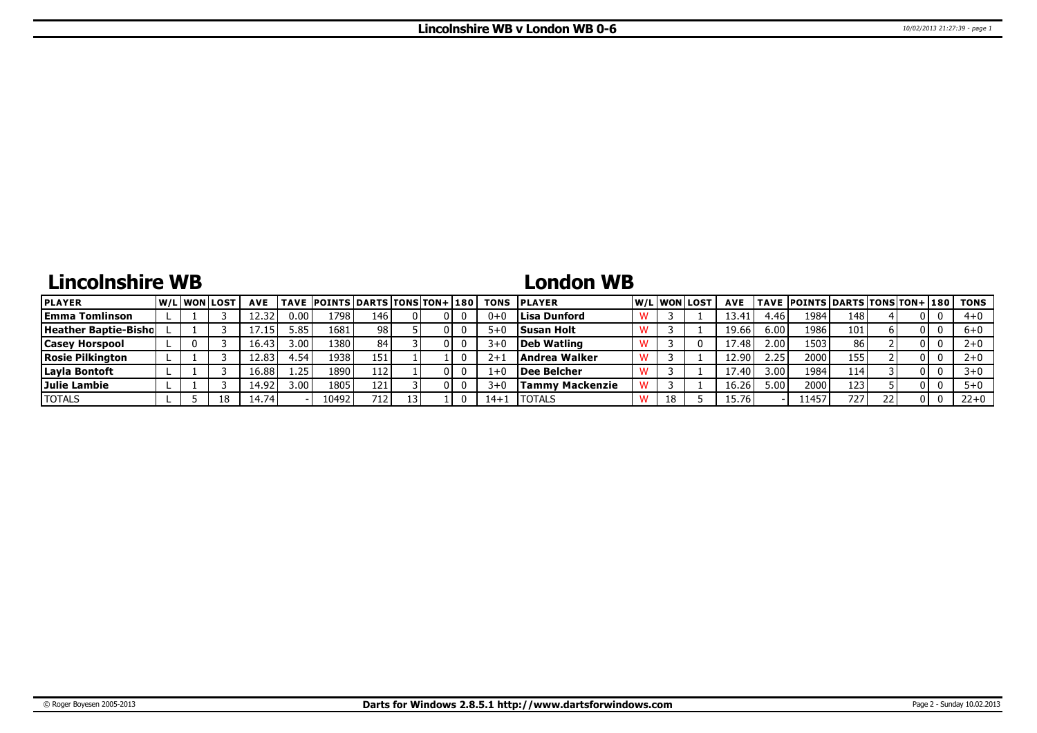# Lincolnshire WB v London WB 0-6

## Lincolnshire WB

| PLAYER | W/L | WON | LOST | AVE | TAVE | POINTS | DARTS | TONS | TON+ | 180 | TONS |
|---|---|---|---|---|---|---|---|---|---|---|---|
| Emma Tomlinson | L | 1 | 3 | 12.32 | 0.00 | 1798 | 146 | 0 | 0 | 0 | 0+0 |
| Heather Baptie-Bisho | L | 1 | 3 | 17.15 | 5.85 | 1681 | 98 | 5 | 0 | 0 | 5+0 |
| Casey Horspool | L | 0 | 3 | 16.43 | 3.00 | 1380 | 84 | 3 | 0 | 0 | 3+0 |
| Rosie Pilkington | L | 1 | 3 | 12.83 | 4.54 | 1938 | 151 | 1 | 1 | 0 | 2+1 |
| Layla Bontoft | L | 1 | 3 | 16.88 | 1.25 | 1890 | 112 | 1 | 0 | 0 | 1+0 |
| Julie Lambie | L | 1 | 3 | 14.92 | 3.00 | 1805 | 121 | 3 | 0 | 0 | 3+0 |
| TOTALS | L | 5 | 18 | 14.74 | - | 10492 | 712 | 13 | 1 | 0 | 14+1 |

## London WB

| PLAYER | W/L | WON | LOST | AVE | TAVE | POINTS | DARTS | TONS | TON+ | 180 | TONS |
|---|---|---|---|---|---|---|---|---|---|---|---|
| Lisa Dunford | W | 3 | 1 | 13.41 | 4.46 | 1984 | 148 | 4 | 0 | 0 | 4+0 |
| Susan Holt | W | 3 | 1 | 19.66 | 6.00 | 1986 | 101 | 6 | 0 | 0 | 6+0 |
| Deb Watling | W | 3 | 0 | 17.48 | 2.00 | 1503 | 86 | 2 | 0 | 0 | 2+0 |
| Andrea Walker | W | 3 | 1 | 12.90 | 2.25 | 2000 | 155 | 2 | 0 | 0 | 2+0 |
| Dee Belcher | W | 3 | 1 | 17.40 | 3.00 | 1984 | 114 | 3 | 0 | 0 | 3+0 |
| Tammy Mackenzie | W | 3 | 1 | 16.26 | 5.00 | 2000 | 123 | 5 | 0 | 0 | 5+0 |
| TOTALS | W | 18 | 5 | 15.76 | - | 11457 | 727 | 22 | 0 | 0 | 22+0 |